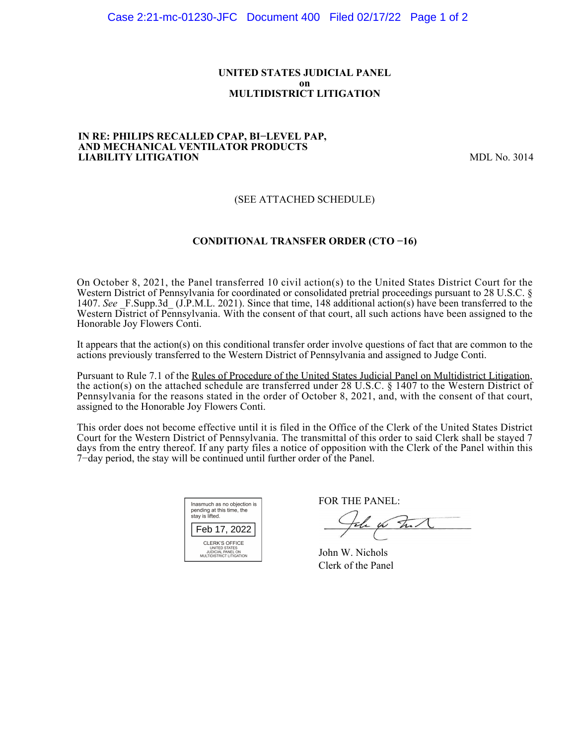**UNITED STATES JUDICIAL PANEL**
**on**
**MULTIDISTRICT LITIGATION**

**IN RE: PHILIPS RECALLED CPAP, BI−LEVEL PAP, AND MECHANICAL VENTILATOR PRODUCTS LIABILITY LITIGATION** MDL No. 3014

(SEE ATTACHED SCHEDULE)

**CONDITIONAL TRANSFER ORDER (CTO −16)**

On October 8, 2021, the Panel transferred 10 civil action(s) to the United States District Court for the Western District of Pennsylvania for coordinated or consolidated pretrial proceedings pursuant to 28 U.S.C. § 1407. *See* _F.Supp.3d_ (J.P.M.L. 2021). Since that time, 148 additional action(s) have been transferred to the Western District of Pennsylvania. With the consent of that court, all such actions have been assigned to the Honorable Joy Flowers Conti.

It appears that the action(s) on this conditional transfer order involve questions of fact that are common to the actions previously transferred to the Western District of Pennsylvania and assigned to Judge Conti.

Pursuant to Rule 7.1 of the Rules of Procedure of the United States Judicial Panel on Multidistrict Litigation, the action(s) on the attached schedule are transferred under 28 U.S.C. § 1407 to the Western District of Pennsylvania for the reasons stated in the order of October 8, 2021, and, with the consent of that court, assigned to the Honorable Joy Flowers Conti.

This order does not become effective until it is filed in the Office of the Clerk of the United States District Court for the Western District of Pennsylvania. The transmittal of this order to said Clerk shall be stayed 7 days from the entry thereof. If any party files a notice of opposition with the Clerk of the Panel within this 7−day period, the stay will be continued until further order of the Panel.

Inasmuch as no objection is pending at this time, the stay is lifted.

Feb 17, 2022

CLERK'S OFFICE
UNITED STATES
JUDICIAL PANEL ON
MULTIDISTRICT LITIGATION

FOR THE PANEL:

John W. Nichols
Clerk of the Panel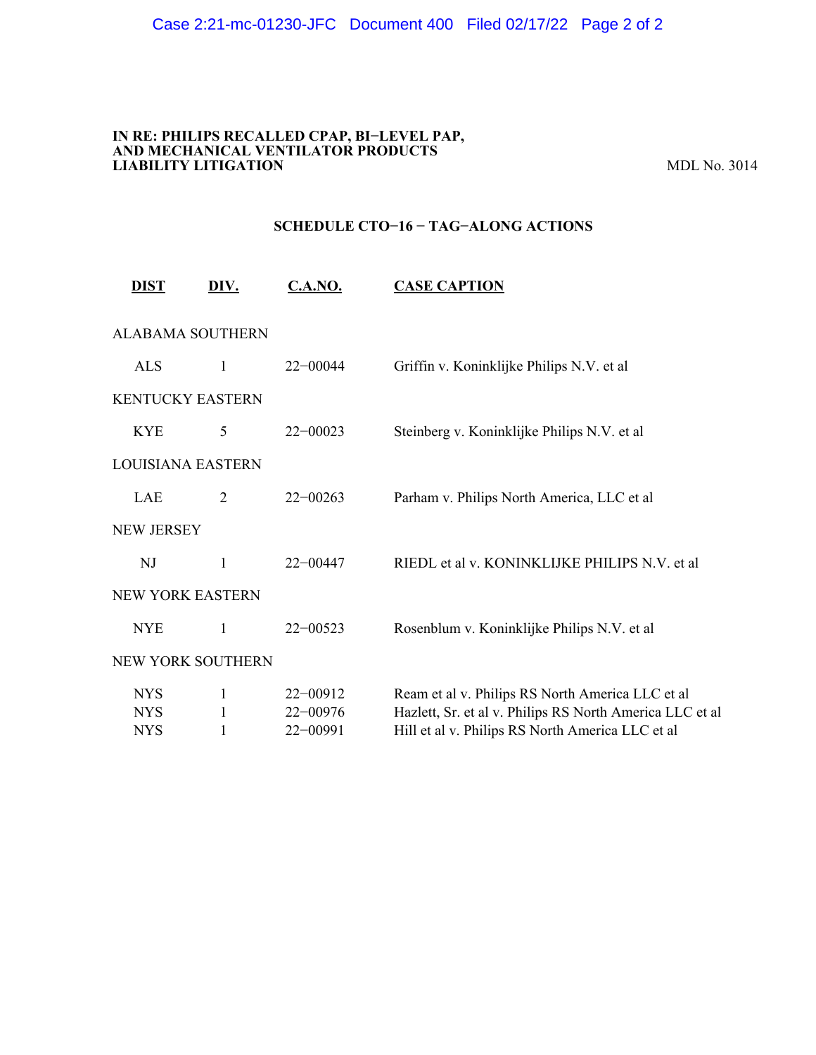**IN RE: PHILIPS RECALLED CPAP, BI−LEVEL PAP, AND MECHANICAL VENTILATOR PRODUCTS LIABILITY LITIGATION**

MDL No. 3014

## SCHEDULE CTO−16 − TAG−ALONG ACTIONS

| DIST | DIV. | C.A.NO. | CASE CAPTION |
|---|---|---|---|
| ALABAMA SOUTHERN | | | |
| ALS | 1 | 22−00044 | Griffin v. Koninklijke Philips N.V. et al |
| KENTUCKY EASTERN | | | |
| KYE | 5 | 22−00023 | Steinberg v. Koninklijke Philips N.V. et al |
| LOUISIANA EASTERN | | | |
| LAE | 2 | 22−00263 | Parham v. Philips North America, LLC et al |
| NEW JERSEY | | | |
| NJ | 1 | 22−00447 | RIEDL et al v. KONINKLIJKE PHILIPS N.V. et al |
| NEW YORK EASTERN | | | |
| NYE | 1 | 22−00523 | Rosenblum v. Koninklijke Philips N.V. et al |
| NEW YORK SOUTHERN | | | |
| NYS | 1 | 22−00912 | Ream et al v. Philips RS North America LLC et al |
| NYS | 1 | 22−00976 | Hazlett, Sr. et al v. Philips RS North America LLC et al |
| NYS | 1 | 22−00991 | Hill et al v. Philips RS North America LLC et al |